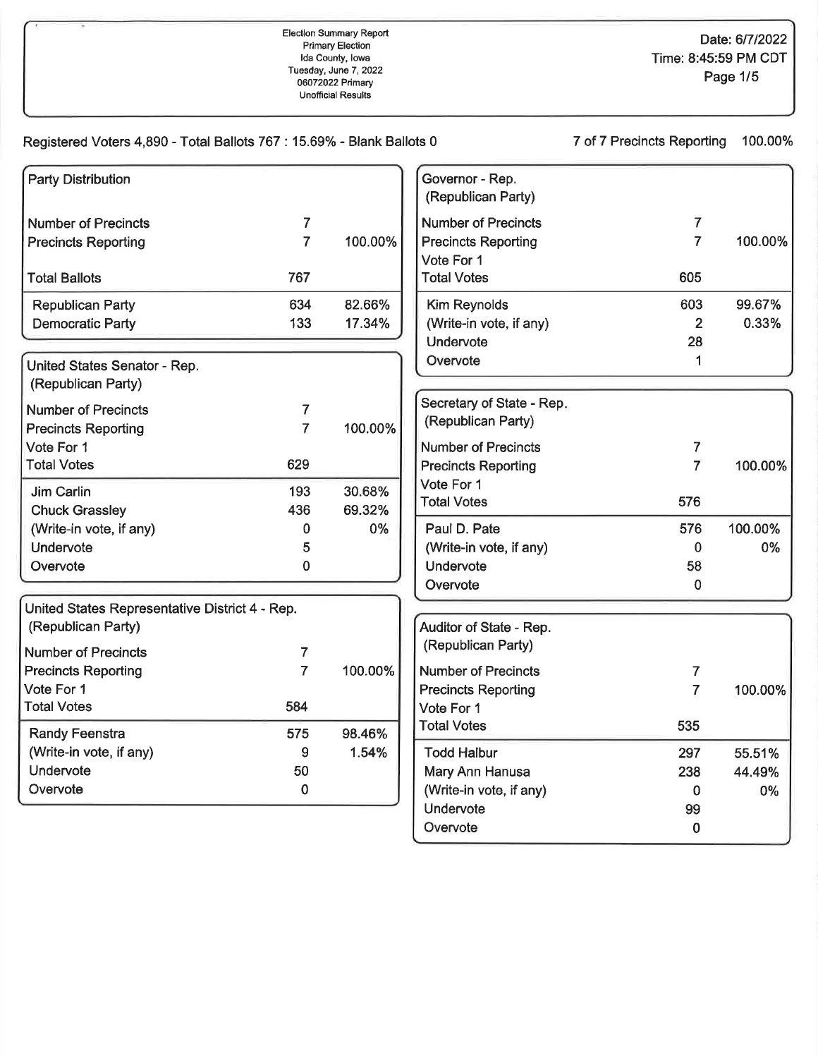Election Summary Report
Primary Election
Ida County, Iowa
Tuesday, June 7, 2022
06072022 Primary
Unofficial Results

Date: 6/7/2022
Time: 8:45:59 PM CDT

Registered Voters 4,890 - Total Ballots 767 : 15.69% - Blank Ballots 0

7 of 7 Precincts Reporting 100.00%

### Party Distribution

| | | |
|---|---|---|
| Number of Precincts | 7 | |
| Precincts Reporting | 7 | 100.00% |
| Total Ballots | 767 | |
| Republican Party | 634 | 82.66% |
| Democratic Party | 133 | 17.34% |

### United States Senator - Rep. (Republican Party)

| | | |
|---|---|---|
| Number of Precincts | 7 | |
| Precincts Reporting | 7 | 100.00% |
| Vote For 1 | | |
| Total Votes | 629 | |
| Jim Carlin | 193 | 30.68% |
| Chuck Grassley | 436 | 69.32% |
| (Write-in vote, if any) | 0 | 0% |
| Undervote | 5 | |
| Overvote | 0 | |

### United States Representative District 4 - Rep. (Republican Party)

| | | |
|---|---|---|
| Number of Precincts | 7 | |
| Precincts Reporting | 7 | 100.00% |
| Vote For 1 | | |
| Total Votes | 584 | |
| Randy Feenstra | 575 | 98.46% |
| (Write-in vote, if any) | 9 | 1.54% |
| Undervote | 50 | |
| Overvote | 0 | |

### Governor - Rep. (Republican Party)

| | | |
|---|---|---|
| Number of Precincts | 7 | |
| Precincts Reporting | 7 | 100.00% |
| Vote For 1 | | |
| Total Votes | 605 | |
| Kim Reynolds | 603 | 99.67% |
| (Write-in vote, if any) | 2 | 0.33% |
| Undervote | 28 | |
| Overvote | 1 | |

### Secretary of State - Rep. (Republican Party)

| | | |
|---|---|---|
| Number of Precincts | 7 | |
| Precincts Reporting | 7 | 100.00% |
| Vote For 1 | | |
| Total Votes | 576 | |
| Paul D. Pate | 576 | 100.00% |
| (Write-in vote, if any) | 0 | 0% |
| Undervote | 58 | |
| Overvote | 0 | |

### Auditor of State - Rep. (Republican Party)

| | | |
|---|---|---|
| Number of Precincts | 7 | |
| Precincts Reporting | 7 | 100.00% |
| Vote For 1 | | |
| Total Votes | 535 | |
| Todd Halbur | 297 | 55.51% |
| Mary Ann Hanusa | 238 | 44.49% |
| (Write-in vote, if any) | 0 | 0% |
| Undervote | 99 | |
| Overvote | 0 | |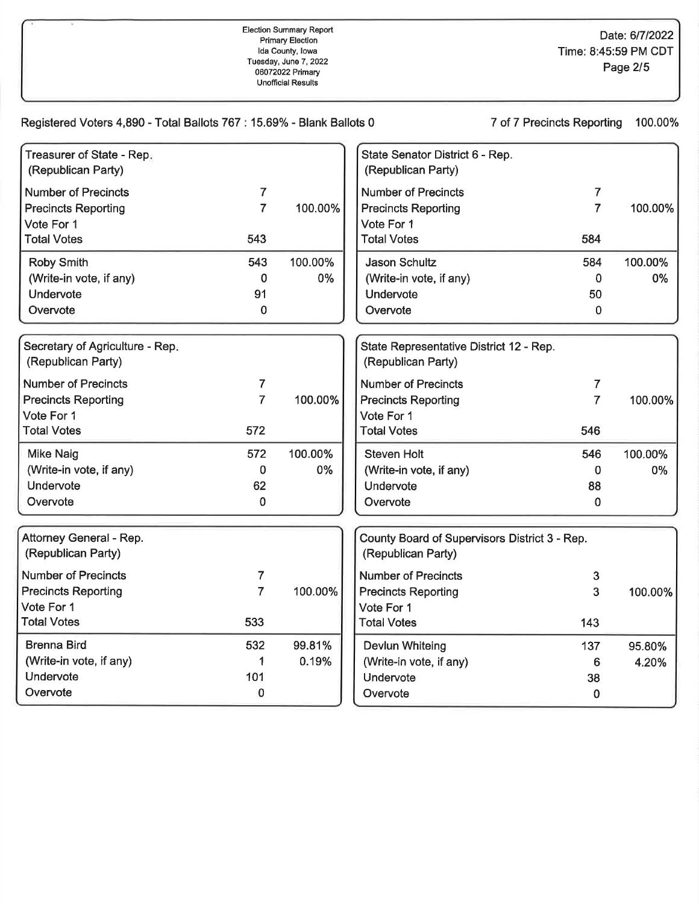Election Summary Report
Primary Election
Ida County, Iowa
Tuesday, June 7, 2022
06072022 Primary
Unofficial Results

Date: 6/7/2022
Time: 8:45:59 PM CDT

Registered Voters 4,890 - Total Ballots 767 : 15.69% - Blank Ballots 0

7 of 7 Precincts Reporting 100.00%

## Treasurer of State - Rep. (Republican Party)

| | | |
|---|---|---|
| Number of Precincts | 7 | |
| Precincts Reporting | 7 | 100.00% |
| Vote For 1 | | |
| Total Votes | 543 | |
| Roby Smith | 543 | 100.00% |
| (Write-in vote, if any) | 0 | 0% |
| Undervote | 91 | |
| Overvote | 0 | |

## Secretary of Agriculture - Rep. (Republican Party)

| | | |
|---|---|---|
| Number of Precincts | 7 | |
| Precincts Reporting | 7 | 100.00% |
| Vote For 1 | | |
| Total Votes | 572 | |
| Mike Naig | 572 | 100.00% |
| (Write-in vote, if any) | 0 | 0% |
| Undervote | 62 | |
| Overvote | 0 | |

## Attorney General - Rep. (Republican Party)

| | | |
|---|---|---|
| Number of Precincts | 7 | |
| Precincts Reporting | 7 | 100.00% |
| Vote For 1 | | |
| Total Votes | 533 | |
| Brenna Bird | 532 | 99.81% |
| (Write-in vote, if any) | 1 | 0.19% |
| Undervote | 101 | |
| Overvote | 0 | |

## State Senator District 6 - Rep. (Republican Party)

| | | |
|---|---|---|
| Number of Precincts | 7 | |
| Precincts Reporting | 7 | 100.00% |
| Vote For 1 | | |
| Total Votes | 584 | |
| Jason Schultz | 584 | 100.00% |
| (Write-in vote, if any) | 0 | 0% |
| Undervote | 50 | |
| Overvote | 0 | |

## State Representative District 12 - Rep. (Republican Party)

| | | |
|---|---|---|
| Number of Precincts | 7 | |
| Precincts Reporting | 7 | 100.00% |
| Vote For 1 | | |
| Total Votes | 546 | |
| Steven Holt | 546 | 100.00% |
| (Write-in vote, if any) | 0 | 0% |
| Undervote | 88 | |
| Overvote | 0 | |

## County Board of Supervisors District 3 - Rep. (Republican Party)

| | | |
|---|---|---|
| Number of Precincts | 3 | |
| Precincts Reporting | 3 | 100.00% |
| Vote For 1 | | |
| Total Votes | 143 | |
| Devlun Whiteing | 137 | 95.80% |
| (Write-in vote, if any) | 6 | 4.20% |
| Undervote | 38 | |
| Overvote | 0 | |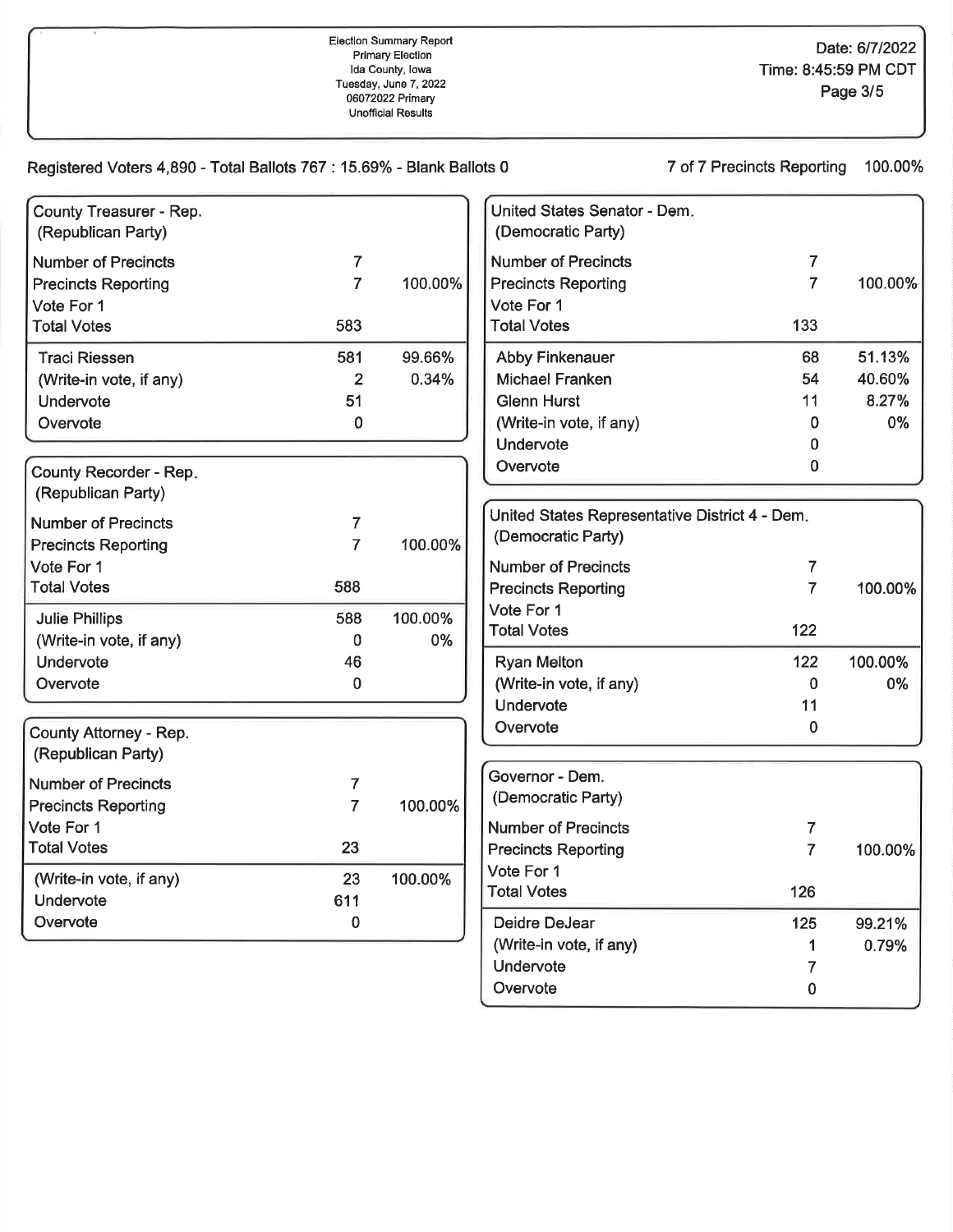Election Summary Report
Primary Election
Ida County, Iowa
Tuesday, June 7, 2022
06072022 Primary
Unofficial Results

Date: 6/7/2022
Time: 8:45:59 PM CDT

Registered Voters 4,890 - Total Ballots 767 : 15.69% - Blank Ballots 0

7 of 7 Precincts Reporting 100.00%

## County Treasurer - Rep. (Republican Party)

| | | |
|---|---|---|
| Number of Precincts | 7 | |
| Precincts Reporting | 7 | 100.00% |
| Vote For 1 | | |
| Total Votes | 583 | |
| Traci Riessen | 581 | 99.66% |
| (Write-in vote, if any) | 2 | 0.34% |
| Undervote | 51 | |
| Overvote | 0 | |

## County Recorder - Rep. (Republican Party)

| | | |
|---|---|---|
| Number of Precincts | 7 | |
| Precincts Reporting | 7 | 100.00% |
| Vote For 1 | | |
| Total Votes | 588 | |
| Julie Phillips | 588 | 100.00% |
| (Write-in vote, if any) | 0 | 0% |
| Undervote | 46 | |
| Overvote | 0 | |

## County Attorney - Rep. (Republican Party)

| | | |
|---|---|---|
| Number of Precincts | 7 | |
| Precincts Reporting | 7 | 100.00% |
| Vote For 1 | | |
| Total Votes | 23 | |
| (Write-in vote, if any) | 23 | 100.00% |
| Undervote | 611 | |
| Overvote | 0 | |

## United States Senator - Dem. (Democratic Party)

| | | |
|---|---|---|
| Number of Precincts | 7 | |
| Precincts Reporting | 7 | 100.00% |
| Vote For 1 | | |
| Total Votes | 133 | |
| Abby Finkenauer | 68 | 51.13% |
| Michael Franken | 54 | 40.60% |
| Glenn Hurst | 11 | 8.27% |
| (Write-in vote, if any) | 0 | 0% |
| Undervote | 0 | |
| Overvote | 0 | |

## United States Representative District 4 - Dem. (Democratic Party)

| | | |
|---|---|---|
| Number of Precincts | 7 | |
| Precincts Reporting | 7 | 100.00% |
| Vote For 1 | | |
| Total Votes | 122 | |
| Ryan Melton | 122 | 100.00% |
| (Write-in vote, if any) | 0 | 0% |
| Undervote | 11 | |
| Overvote | 0 | |

## Governor - Dem. (Democratic Party)

| | | |
|---|---|---|
| Number of Precincts | 7 | |
| Precincts Reporting | 7 | 100.00% |
| Vote For 1 | | |
| Total Votes | 126 | |
| Deidre DeJear | 125 | 99.21% |
| (Write-in vote, if any) | 1 | 0.79% |
| Undervote | 7 | |
| Overvote | 0 | |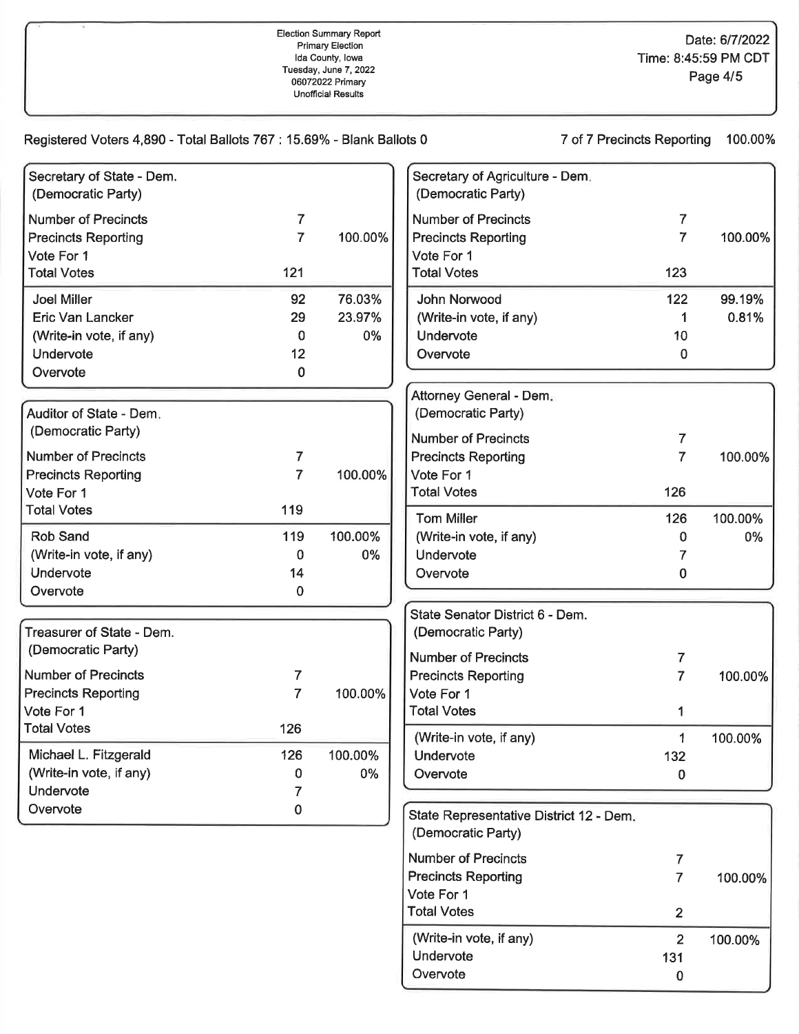Election Summary Report
Primary Election
Ida County, Iowa
Tuesday, June 7, 2022
06072022 Primary
Unofficial Results

Date: 6/7/2022
Time: 8:45:59 PM CDT

Registered Voters 4,890 - Total Ballots 767 : 15.69% - Blank Ballots 0

7 of 7 Precincts Reporting 100.00%

## Secretary of State - Dem. (Democratic Party)

| | | |
|---|---|---|
| Number of Precincts | 7 | |
| Precincts Reporting | 7 | 100.00% |
| Vote For 1 | | |
| Total Votes | 121 | |
| Joel Miller | 92 | 76.03% |
| Eric Van Lancker | 29 | 23.97% |
| (Write-in vote, if any) | 0 | 0% |
| Undervote | 12 | |
| Overvote | 0 | |

## Auditor of State - Dem. (Democratic Party)

| | | |
|---|---|---|
| Number of Precincts | 7 | |
| Precincts Reporting | 7 | 100.00% |
| Vote For 1 | | |
| Total Votes | 119 | |
| Rob Sand | 119 | 100.00% |
| (Write-in vote, if any) | 0 | 0% |
| Undervote | 14 | |
| Overvote | 0 | |

## Treasurer of State - Dem. (Democratic Party)

| | | |
|---|---|---|
| Number of Precincts | 7 | |
| Precincts Reporting | 7 | 100.00% |
| Vote For 1 | | |
| Total Votes | 126 | |
| Michael L. Fitzgerald | 126 | 100.00% |
| (Write-in vote, if any) | 0 | 0% |
| Undervote | 7 | |
| Overvote | 0 | |

## Secretary of Agriculture - Dem. (Democratic Party)

| | | |
|---|---|---|
| Number of Precincts | 7 | |
| Precincts Reporting | 7 | 100.00% |
| Vote For 1 | | |
| Total Votes | 123 | |
| John Norwood | 122 | 99.19% |
| (Write-in vote, if any) | 1 | 0.81% |
| Undervote | 10 | |
| Overvote | 0 | |

## Attorney General - Dem. (Democratic Party)

| | | |
|---|---|---|
| Number of Precincts | 7 | |
| Precincts Reporting | 7 | 100.00% |
| Vote For 1 | | |
| Total Votes | 126 | |
| Tom Miller | 126 | 100.00% |
| (Write-in vote, if any) | 0 | 0% |
| Undervote | 7 | |
| Overvote | 0 | |

## State Senator District 6 - Dem. (Democratic Party)

| | | |
|---|---|---|
| Number of Precincts | 7 | |
| Precincts Reporting | 7 | 100.00% |
| Vote For 1 | | |
| Total Votes | 1 | |
| (Write-in vote, if any) | 1 | 100.00% |
| Undervote | 132 | |
| Overvote | 0 | |

## State Representative District 12 - Dem. (Democratic Party)

| | | |
|---|---|---|
| Number of Precincts | 7 | |
| Precincts Reporting | 7 | 100.00% |
| Vote For 1 | | |
| Total Votes | 2 | |
| (Write-in vote, if any) | 2 | 100.00% |
| Undervote | 131 | |
| Overvote | 0 | |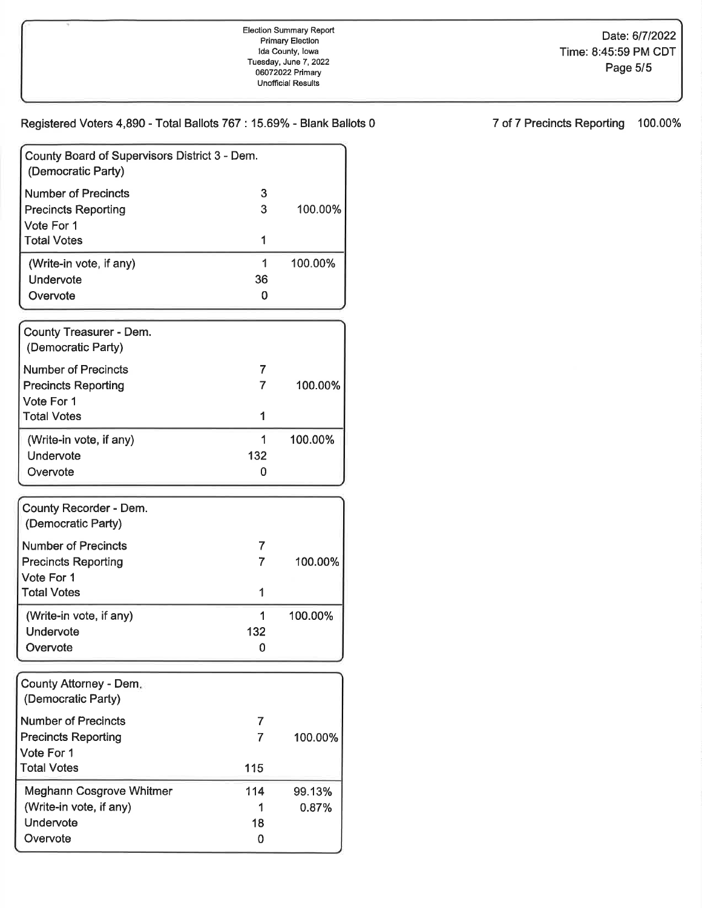Election Summary Report
Primary Election
Ida County, Iowa
Tuesday, June 7, 2022
06072022 Primary
Unofficial Results

Date: 6/7/2022
Time: 8:45:59 PM CDT

Registered Voters 4,890 - Total Ballots 767 : 15.69% - Blank Ballots 0

7 of 7 Precincts Reporting 100.00%

### County Board of Supervisors District 3 - Dem. (Democratic Party)

| | | |
|---|---|---|
| Number of Precincts | 3 | |
| Precincts Reporting | 3 | 100.00% |
| Vote For 1 | | |
| Total Votes | 1 | |
| (Write-in vote, if any) | 1 | 100.00% |
| Undervote | 36 | |
| Overvote | 0 | |

### County Treasurer - Dem. (Democratic Party)

| | | |
|---|---|---|
| Number of Precincts | 7 | |
| Precincts Reporting | 7 | 100.00% |
| Vote For 1 | | |
| Total Votes | 1 | |
| (Write-in vote, if any) | 1 | 100.00% |
| Undervote | 132 | |
| Overvote | 0 | |

### County Recorder - Dem. (Democratic Party)

| | | |
|---|---|---|
| Number of Precincts | 7 | |
| Precincts Reporting | 7 | 100.00% |
| Vote For 1 | | |
| Total Votes | 1 | |
| (Write-in vote, if any) | 1 | 100.00% |
| Undervote | 132 | |
| Overvote | 0 | |

### County Attorney - Dem. (Democratic Party)

| | | |
|---|---|---|
| Number of Precincts | 7 | |
| Precincts Reporting | 7 | 100.00% |
| Vote For 1 | | |
| Total Votes | 115 | |
| Meghann Cosgrove Whitmer | 114 | 99.13% |
| (Write-in vote, if any) | 1 | 0.87% |
| Undervote | 18 | |
| Overvote | 0 | |